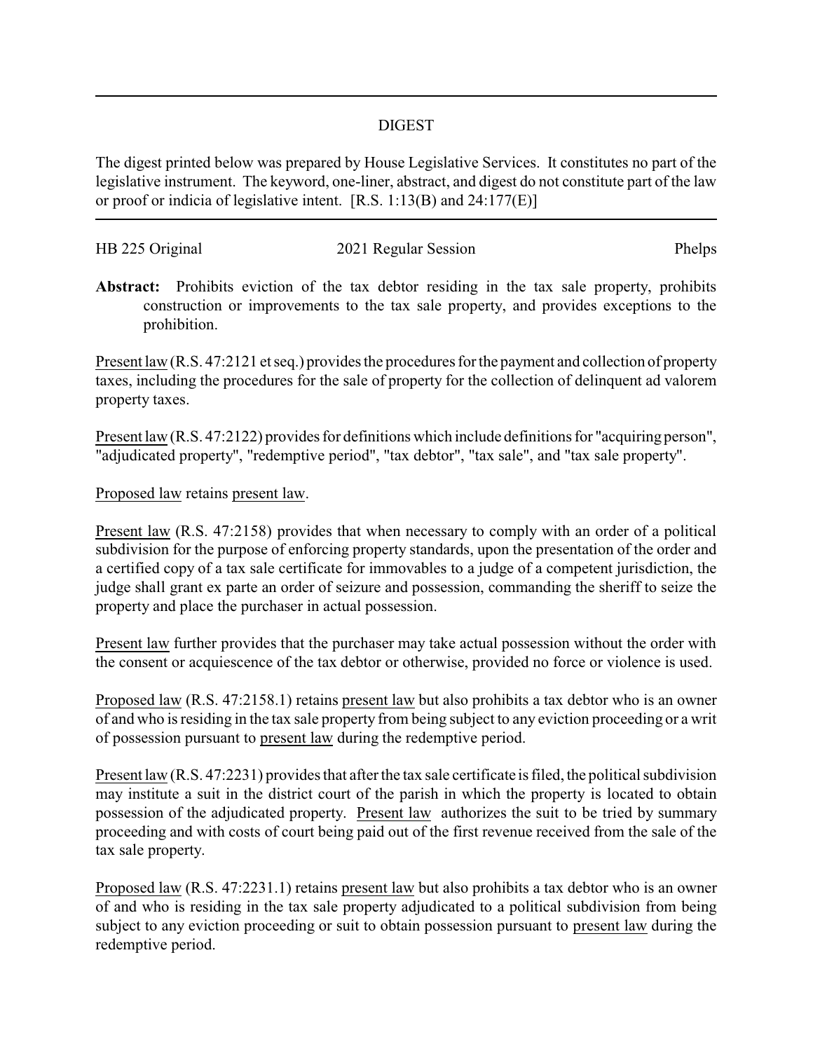# DIGEST

The digest printed below was prepared by House Legislative Services. It constitutes no part of the legislative instrument. The keyword, one-liner, abstract, and digest do not constitute part of the law or proof or indicia of legislative intent. [R.S. 1:13(B) and 24:177(E)]

HB 225 Original 2021 Regular Session Phelps

**Abstract:** Prohibits eviction of the tax debtor residing in the tax sale property, prohibits construction or improvements to the tax sale property, and provides exceptions to the prohibition.

Present law (R.S. 47:2121 et seq.) provides the procedures for the payment and collection of property taxes, including the procedures for the sale of property for the collection of delinquent ad valorem property taxes.

Present law (R.S. 47:2122) provides for definitions which include definitions for "acquiring person", "adjudicated property", "redemptive period", "tax debtor", "tax sale", and "tax sale property".

Proposed law retains present law.

Present law (R.S. 47:2158) provides that when necessary to comply with an order of a political subdivision for the purpose of enforcing property standards, upon the presentation of the order and a certified copy of a tax sale certificate for immovables to a judge of a competent jurisdiction, the judge shall grant ex parte an order of seizure and possession, commanding the sheriff to seize the property and place the purchaser in actual possession.

Present law further provides that the purchaser may take actual possession without the order with the consent or acquiescence of the tax debtor or otherwise, provided no force or violence is used.

Proposed law (R.S. 47:2158.1) retains present law but also prohibits a tax debtor who is an owner of and who is residing in the tax sale property from being subject to any eviction proceeding or a writ of possession pursuant to present law during the redemptive period.

Present law (R.S. 47:2231) provides that after the tax sale certificate is filed, the political subdivision may institute a suit in the district court of the parish in which the property is located to obtain possession of the adjudicated property. Present law authorizes the suit to be tried by summary proceeding and with costs of court being paid out of the first revenue received from the sale of the tax sale property.

Proposed law (R.S. 47:2231.1) retains present law but also prohibits a tax debtor who is an owner of and who is residing in the tax sale property adjudicated to a political subdivision from being subject to any eviction proceeding or suit to obtain possession pursuant to present law during the redemptive period.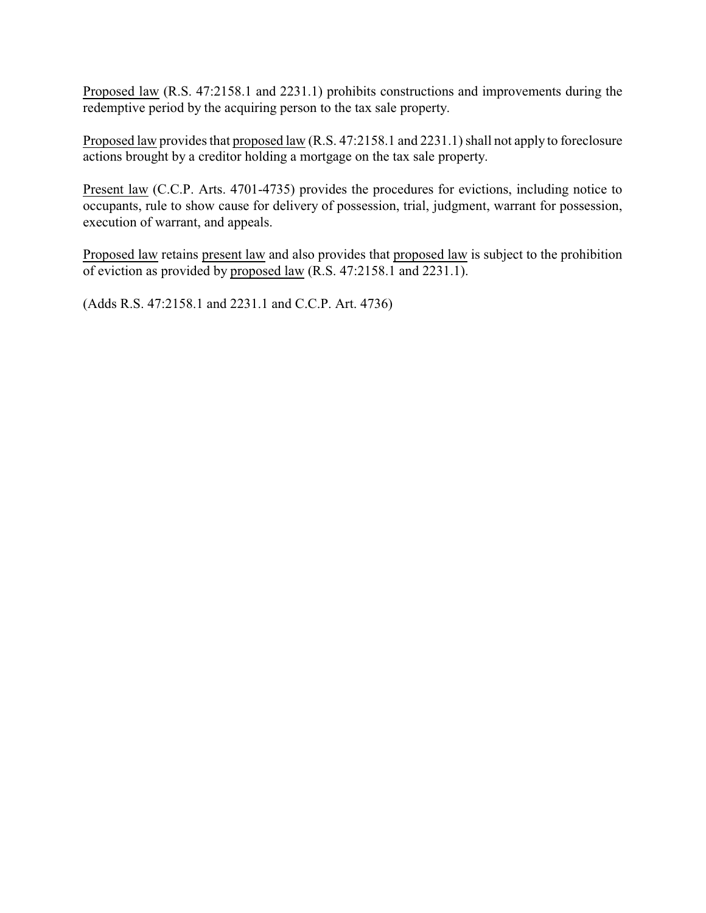Proposed law (R.S. 47:2158.1 and 2231.1) prohibits constructions and improvements during the redemptive period by the acquiring person to the tax sale property.

Proposed law provides that proposed law (R.S. 47:2158.1 and 2231.1) shall not apply to foreclosure actions brought by a creditor holding a mortgage on the tax sale property.

Present law (C.C.P. Arts. 4701-4735) provides the procedures for evictions, including notice to occupants, rule to show cause for delivery of possession, trial, judgment, warrant for possession, execution of warrant, and appeals.

Proposed law retains present law and also provides that proposed law is subject to the prohibition of eviction as provided by proposed law (R.S. 47:2158.1 and 2231.1).

(Adds R.S. 47:2158.1 and 2231.1 and C.C.P. Art. 4736)